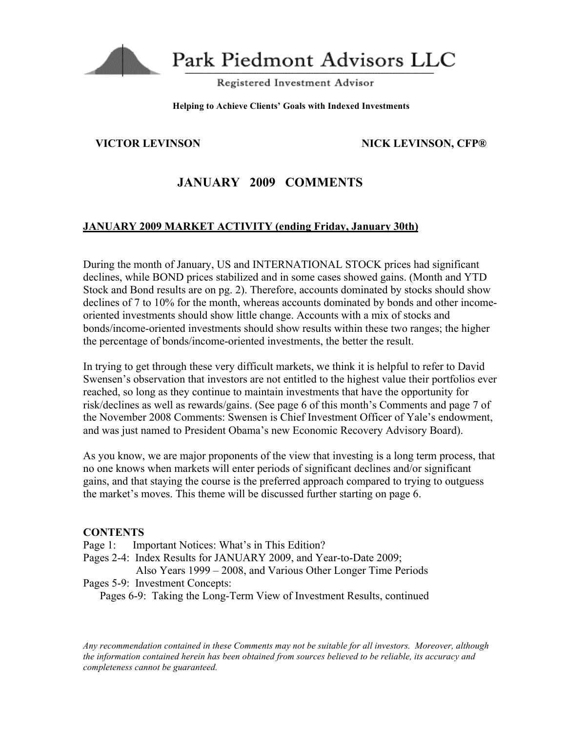# Park Piedmont Advisors LLC

Registered Investment Advisor

**Helping to Achieve Clients' Goals with Indexed Investments**

**VICTOR LEVINSON** **NICK LEVINSON, CFP®**

## JANUARY 2009 COMMENTS

### JANUARY 2009 MARKET ACTIVITY (ending Friday, January 30th)

During the month of January, US and INTERNATIONAL STOCK prices had significant declines, while BOND prices stabilized and in some cases showed gains. (Month and YTD Stock and Bond results are on pg. 2). Therefore, accounts dominated by stocks should show declines of 7 to 10% for the month, whereas accounts dominated by bonds and other income-oriented investments should show little change. Accounts with a mix of stocks and bonds/income-oriented investments should show results within these two ranges; the higher the percentage of bonds/income-oriented investments, the better the result.

In trying to get through these very difficult markets, we think it is helpful to refer to David Swensen's observation that investors are not entitled to the highest value their portfolios ever reached, so long as they continue to maintain investments that have the opportunity for risk/declines as well as rewards/gains. (See page 6 of this month's Comments and page 7 of the November 2008 Comments: Swensen is Chief Investment Officer of Yale's endowment, and was just named to President Obama's new Economic Recovery Advisory Board).

As you know, we are major proponents of the view that investing is a long term process, that no one knows when markets will enter periods of significant declines and/or significant gains, and that staying the course is the preferred approach compared to trying to outguess the market's moves. This theme will be discussed further starting on page 6.

**CONTENTS**

Page 1: Important Notices: What's in This Edition?

Pages 2-4: Index Results for JANUARY 2009, and Year-to-Date 2009;
Also Years 1999 – 2008, and Various Other Longer Time Periods

Pages 5-9: Investment Concepts:
- Pages 6-9: Taking the Long-Term View of Investment Results, continued

*Any recommendation contained in these Comments may not be suitable for all investors. Moreover, although the information contained herein has been obtained from sources believed to be reliable, its accuracy and completeness cannot be guaranteed.*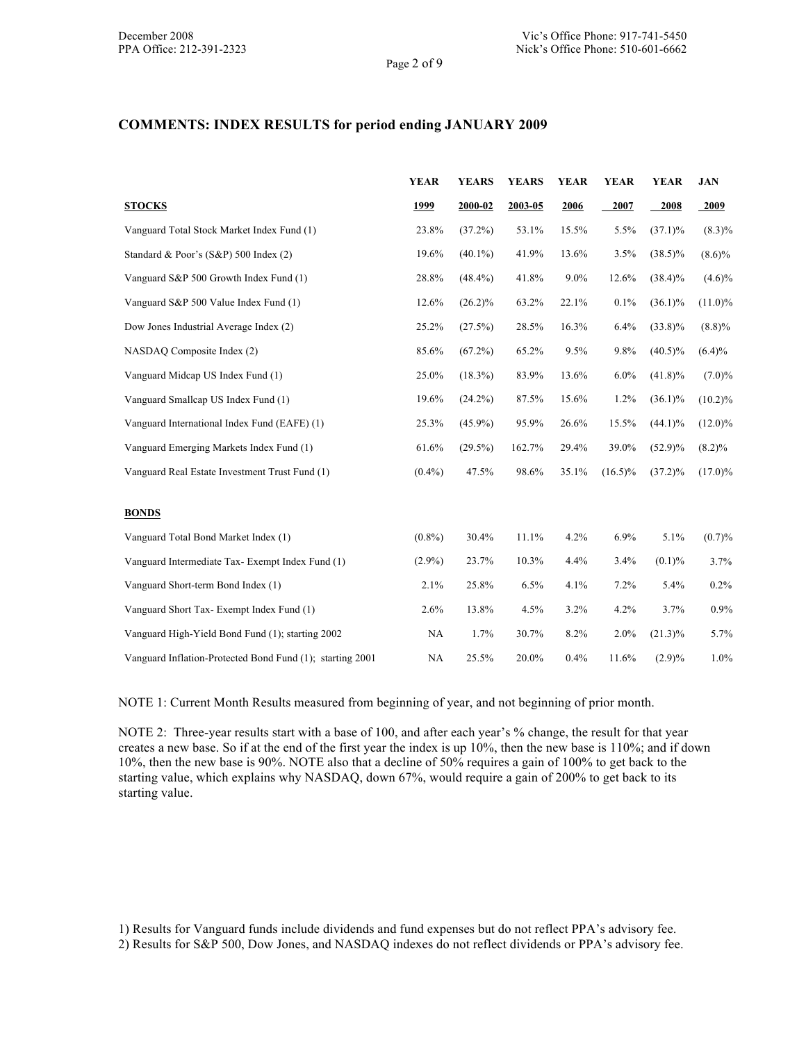## COMMENTS: INDEX RESULTS for period ending JANUARY 2009

| STOCKS | YEAR 1999 | YEARS 2000-02 | YEARS 2003-05 | YEAR 2006 | YEAR 2007 | YEAR 2008 | JAN 2009 |
|---|---|---|---|---|---|---|---|
| Vanguard Total Stock Market Index Fund (1) | 23.8% | (37.2%) | 53.1% | 15.5% | 5.5% | (37.1)% | (8.3)% |
| Standard & Poor's (S&P) 500 Index (2) | 19.6% | (40.1%) | 41.9% | 13.6% | 3.5% | (38.5)% | (8.6)% |
| Vanguard S&P 500 Growth Index Fund (1) | 28.8% | (48.4%) | 41.8% | 9.0% | 12.6% | (38.4)% | (4.6)% |
| Vanguard S&P 500 Value Index Fund (1) | 12.6% | (26.2)% | 63.2% | 22.1% | 0.1% | (36.1)% | (11.0)% |
| Dow Jones Industrial Average Index (2) | 25.2% | (27.5%) | 28.5% | 16.3% | 6.4% | (33.8)% | (8.8)% |
| NASDAQ Composite Index (2) | 85.6% | (67.2%) | 65.2% | 9.5% | 9.8% | (40.5)% | (6.4)% |
| Vanguard Midcap US Index Fund (1) | 25.0% | (18.3%) | 83.9% | 13.6% | 6.0% | (41.8)% | (7.0)% |
| Vanguard Smallcap US Index Fund (1) | 19.6% | (24.2%) | 87.5% | 15.6% | 1.2% | (36.1)% | (10.2)% |
| Vanguard International Index Fund (EAFE) (1) | 25.3% | (45.9%) | 95.9% | 26.6% | 15.5% | (44.1)% | (12.0)% |
| Vanguard Emerging Markets Index Fund (1) | 61.6% | (29.5%) | 162.7% | 29.4% | 39.0% | (52.9)% | (8.2)% |
| Vanguard Real Estate Investment Trust Fund (1) | (0.4%) | 47.5% | 98.6% | 35.1% | (16.5)% | (37.2)% | (17.0)% |
| **BONDS** | | | | | | | |
| Vanguard Total Bond Market Index (1) | (0.8%) | 30.4% | 11.1% | 4.2% | 6.9% | 5.1% | (0.7)% |
| Vanguard Intermediate Tax- Exempt Index Fund (1) | (2.9%) | 23.7% | 10.3% | 4.4% | 3.4% | (0.1)% | 3.7% |
| Vanguard Short-term Bond Index (1) | 2.1% | 25.8% | 6.5% | 4.1% | 7.2% | 5.4% | 0.2% |
| Vanguard Short Tax- Exempt Index Fund (1) | 2.6% | 13.8% | 4.5% | 3.2% | 4.2% | 3.7% | 0.9% |
| Vanguard High-Yield Bond Fund (1); starting 2002 | NA | 1.7% | 30.7% | 8.2% | 2.0% | (21.3)% | 5.7% |
| Vanguard Inflation-Protected Bond Fund (1); starting 2001 | NA | 25.5% | 20.0% | 0.4% | 11.6% | (2.9)% | 1.0% |

NOTE 1: Current Month Results measured from beginning of year, and not beginning of prior month.

NOTE 2: Three-year results start with a base of 100, and after each year's % change, the result for that year creates a new base. So if at the end of the first year the index is up 10%, then the new base is 110%; and if down 10%, then the new base is 90%. NOTE also that a decline of 50% requires a gain of 100% to get back to the starting value, which explains why NASDAQ, down 67%, would require a gain of 200% to get back to its starting value.

1) Results for Vanguard funds include dividends and fund expenses but do not reflect PPA's advisory fee.
2) Results for S&P 500, Dow Jones, and NASDAQ indexes do not reflect dividends or PPA's advisory fee.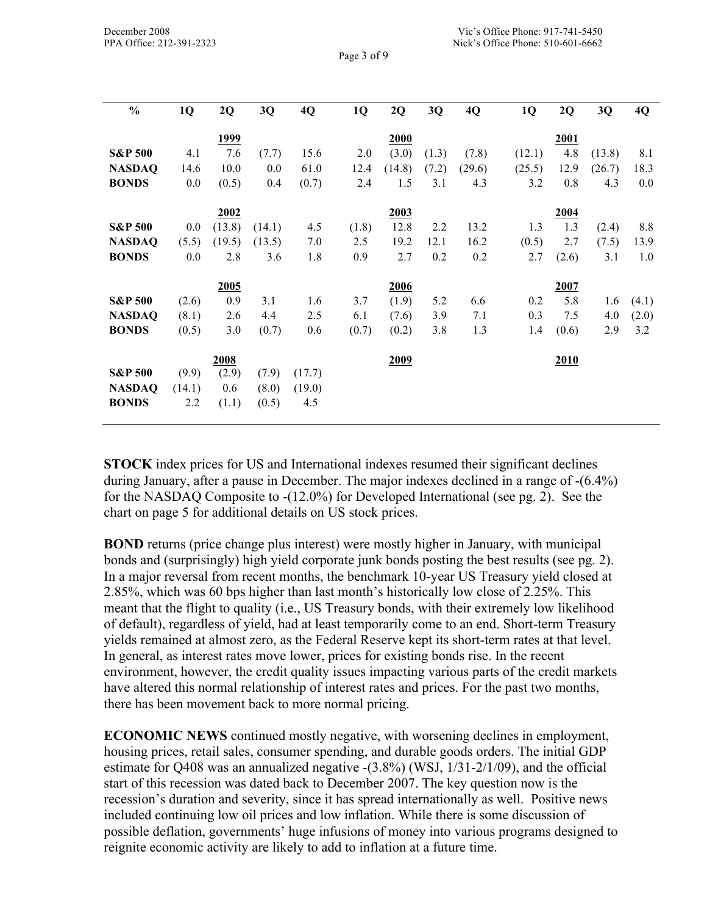| % | 1Q | 2Q | 3Q | 4Q | 1Q | 2Q | 3Q | 4Q | 1Q | 2Q | 3Q | 4Q |
|---|---|---|---|---|---|---|---|---|---|---|---|---|
| | | **1999** | | | | **2000** | | | | **2001** | | |
| **S&P 500** | 4.1 | 7.6 | (7.7) | 15.6 | 2.0 | (3.0) | (1.3) | (7.8) | (12.1) | 4.8 | (13.8) | 8.1 |
| **NASDAQ** | 14.6 | 10.0 | 0.0 | 61.0 | 12.4 | (14.8) | (7.2) | (29.6) | (25.5) | 12.9 | (26.7) | 18.3 |
| **BONDS** | 0.0 | (0.5) | 0.4 | (0.7) | 2.4 | 1.5 | 3.1 | 4.3 | 3.2 | 0.8 | 4.3 | 0.0 |
| | | **2002** | | | | **2003** | | | | **2004** | | |
| **S&P 500** | 0.0 | (13.8) | (14.1) | 4.5 | (1.8) | 12.8 | 2.2 | 13.2 | 1.3 | 1.3 | (2.4) | 8.8 |
| **NASDAQ** | (5.5) | (19.5) | (13.5) | 7.0 | 2.5 | 19.2 | 12.1 | 16.2 | (0.5) | 2.7 | (7.5) | 13.9 |
| **BONDS** | 0.0 | 2.8 | 3.6 | 1.8 | 0.9 | 2.7 | 0.2 | 0.2 | 2.7 | (2.6) | 3.1 | 1.0 |
| | | **2005** | | | | **2006** | | | | **2007** | | |
| **S&P 500** | (2.6) | 0.9 | 3.1 | 1.6 | 3.7 | (1.9) | 5.2 | 6.6 | 0.2 | 5.8 | 1.6 | (4.1) |
| **NASDAQ** | (8.1) | 2.6 | 4.4 | 2.5 | 6.1 | (7.6) | 3.9 | 7.1 | 0.3 | 7.5 | 4.0 | (2.0) |
| **BONDS** | (0.5) | 3.0 | (0.7) | 0.6 | (0.7) | (0.2) | 3.8 | 1.3 | 1.4 | (0.6) | 2.9 | 3.2 |
| | | **2008** | | | | **2009** | | | | **2010** | | |
| **S&P 500** | (9.9) | (2.9) | (7.9) | (17.7) | | | | | | | | |
| **NASDAQ** | (14.1) | 0.6 | (8.0) | (19.0) | | | | | | | | |
| **BONDS** | 2.2 | (1.1) | (0.5) | 4.5 | | | | | | | | |

**STOCK** index prices for US and International indexes resumed their significant declines during January, after a pause in December. The major indexes declined in a range of -(6.4%) for the NASDAQ Composite to -(12.0%) for Developed International (see pg. 2). See the chart on page 5 for additional details on US stock prices.

**BOND** returns (price change plus interest) were mostly higher in January, with municipal bonds and (surprisingly) high yield corporate junk bonds posting the best results (see pg. 2). In a major reversal from recent months, the benchmark 10-year US Treasury yield closed at 2.85%, which was 60 bps higher than last month's historically low close of 2.25%. This meant that the flight to quality (i.e., US Treasury bonds, with their extremely low likelihood of default), regardless of yield, had at least temporarily come to an end. Short-term Treasury yields remained at almost zero, as the Federal Reserve kept its short-term rates at that level. In general, as interest rates move lower, prices for existing bonds rise. In the recent environment, however, the credit quality issues impacting various parts of the credit markets have altered this normal relationship of interest rates and prices. For the past two months, there has been movement back to more normal pricing.

**ECONOMIC NEWS** continued mostly negative, with worsening declines in employment, housing prices, retail sales, consumer spending, and durable goods orders. The initial GDP estimate for Q408 was an annualized negative -(3.8%) (WSJ, 1/31-2/1/09), and the official start of this recession was dated back to December 2007. The key question now is the recession's duration and severity, since it has spread internationally as well. Positive news included continuing low oil prices and low inflation. While there is some discussion of possible deflation, governments' huge infusions of money into various programs designed to reignite economic activity are likely to add to inflation at a future time.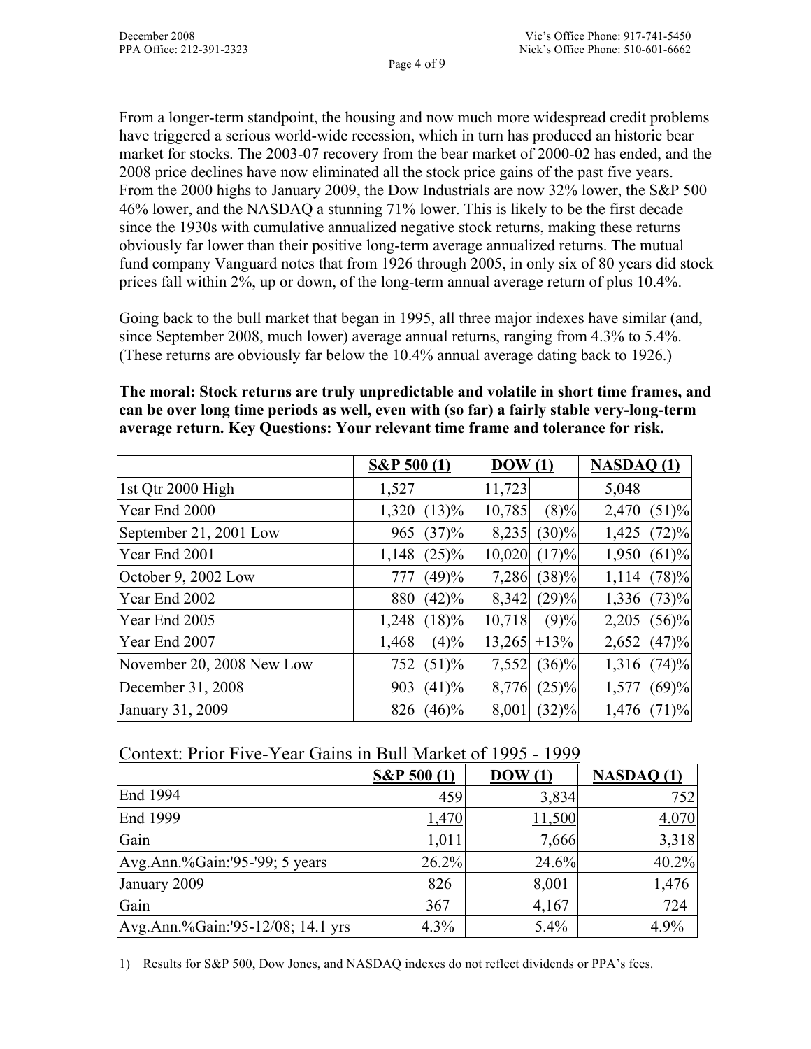From a longer-term standpoint, the housing and now much more widespread credit problems have triggered a serious world-wide recession, which in turn has produced an historic bear market for stocks. The 2003-07 recovery from the bear market of 2000-02 has ended, and the 2008 price declines have now eliminated all the stock price gains of the past five years. From the 2000 highs to January 2009, the Dow Industrials are now 32% lower, the S&P 500 46% lower, and the NASDAQ a stunning 71% lower. This is likely to be the first decade since the 1930s with cumulative annualized negative stock returns, making these returns obviously far lower than their positive long-term average annualized returns. The mutual fund company Vanguard notes that from 1926 through 2005, in only six of 80 years did stock prices fall within 2%, up or down, of the long-term annual average return of plus 10.4%.

Going back to the bull market that began in 1995, all three major indexes have similar (and, since September 2008, much lower) average annual returns, ranging from 4.3% to 5.4%. (These returns are obviously far below the 10.4% annual average dating back to 1926.)

**The moral: Stock returns are truly unpredictable and volatile in short time frames, and can be over long time periods as well, even with (so far) a fairly stable very-long-term average return. Key Questions: Your relevant time frame and tolerance for risk.**

| | S&P 500 (1) | | DOW (1) | | NASDAQ (1) | |
|---|---|---|---|---|---|---|
| 1st Qtr 2000 High | 1,527 | | 11,723 | | 5,048 | |
| Year End 2000 | 1,320 | (13)% | 10,785 | (8)% | 2,470 | (51)% |
| September 21, 2001 Low | 965 | (37)% | 8,235 | (30)% | 1,425 | (72)% |
| Year End 2001 | 1,148 | (25)% | 10,020 | (17)% | 1,950 | (61)% |
| October 9, 2002 Low | 777 | (49)% | 7,286 | (38)% | 1,114 | (78)% |
| Year End 2002 | 880 | (42)% | 8,342 | (29)% | 1,336 | (73)% |
| Year End 2005 | 1,248 | (18)% | 10,718 | (9)% | 2,205 | (56)% |
| Year End 2007 | 1,468 | (4)% | 13,265 | +13% | 2,652 | (47)% |
| November 20, 2008 New Low | 752 | (51)% | 7,552 | (36)% | 1,316 | (74)% |
| December 31, 2008 | 903 | (41)% | 8,776 | (25)% | 1,577 | (69)% |
| January 31, 2009 | 826 | (46)% | 8,001 | (32)% | 1,476 | (71)% |

Context: Prior Five-Year Gains in Bull Market of 1995 - 1999

| | S&P 500 (1) | DOW (1) | NASDAQ (1) |
|---|---|---|---|
| End 1994 | 459 | 3,834 | 752 |
| End 1999 | 1,470 | 11,500 | 4,070 |
| Gain | 1,011 | 7,666 | 3,318 |
| Avg.Ann.%Gain:'95-'99; 5 years | 26.2% | 24.6% | 40.2% |
| January 2009 | 826 | 8,001 | 1,476 |
| Gain | 367 | 4,167 | 724 |
| Avg.Ann.%Gain:'95-12/08; 14.1 yrs | 4.3% | 5.4% | 4.9% |

1) Results for S&P 500, Dow Jones, and NASDAQ indexes do not reflect dividends or PPA's fees.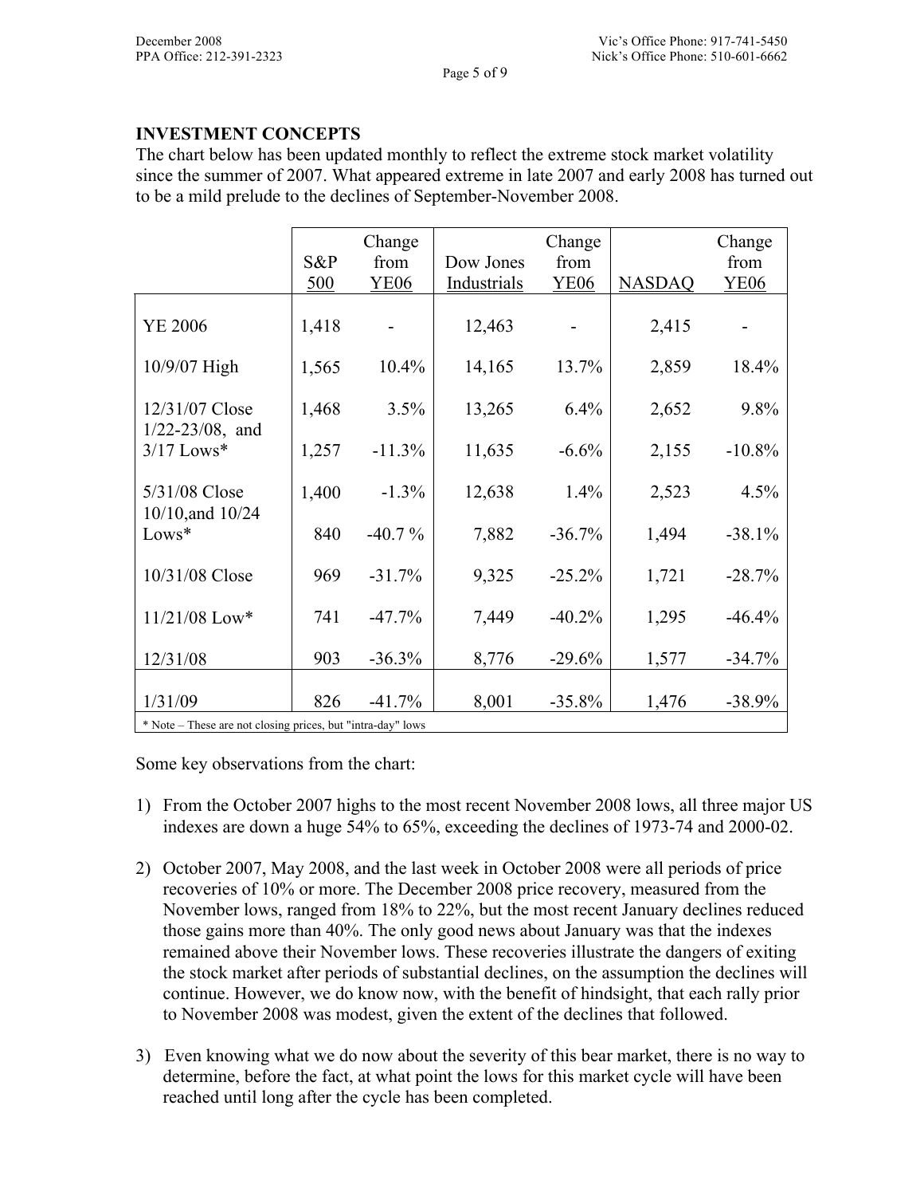## INVESTMENT CONCEPTS

The chart below has been updated monthly to reflect the extreme stock market volatility since the summer of 2007. What appeared extreme in late 2007 and early 2008 has turned out to be a mild prelude to the declines of September-November 2008.

| | S&P 500 | Change from YE06 | Dow Jones Industrials | Change from YE06 | NASDAQ | Change from YE06 |
|---|---|---|---|---|---|---|
| YE 2006 | 1,418 | - | 12,463 | - | 2,415 | - |
| 10/9/07 High | 1,565 | 10.4% | 14,165 | 13.7% | 2,859 | 18.4% |
| 12/31/07 Close | 1,468 | 3.5% | 13,265 | 6.4% | 2,652 | 9.8% |
| 1/22-23/08, and 3/17 Lows* | 1,257 | -11.3% | 11,635 | -6.6% | 2,155 | -10.8% |
| 5/31/08 Close | 1,400 | -1.3% | 12,638 | 1.4% | 2,523 | 4.5% |
| 10/10,and 10/24 Lows* | 840 | -40.7 % | 7,882 | -36.7% | 1,494 | -38.1% |
| 10/31/08 Close | 969 | -31.7% | 9,325 | -25.2% | 1,721 | -28.7% |
| 11/21/08 Low* | 741 | -47.7% | 7,449 | -40.2% | 1,295 | -46.4% |
| 12/31/08 | 903 | -36.3% | 8,776 | -29.6% | 1,577 | -34.7% |
| 1/31/09 | 826 | -41.7% | 8,001 | -35.8% | 1,476 | -38.9% |

\* Note – These are not closing prices, but "intra-day" lows

Some key observations from the chart:

1) From the October 2007 highs to the most recent November 2008 lows, all three major US indexes are down a huge 54% to 65%, exceeding the declines of 1973-74 and 2000-02.

2) October 2007, May 2008, and the last week in October 2008 were all periods of price recoveries of 10% or more. The December 2008 price recovery, measured from the November lows, ranged from 18% to 22%, but the most recent January declines reduced those gains more than 40%. The only good news about January was that the indexes remained above their November lows. These recoveries illustrate the dangers of exiting the stock market after periods of substantial declines, on the assumption the declines will continue. However, we do know now, with the benefit of hindsight, that each rally prior to November 2008 was modest, given the extent of the declines that followed.

3) Even knowing what we do now about the severity of this bear market, there is no way to determine, before the fact, at what point the lows for this market cycle will have been reached until long after the cycle has been completed.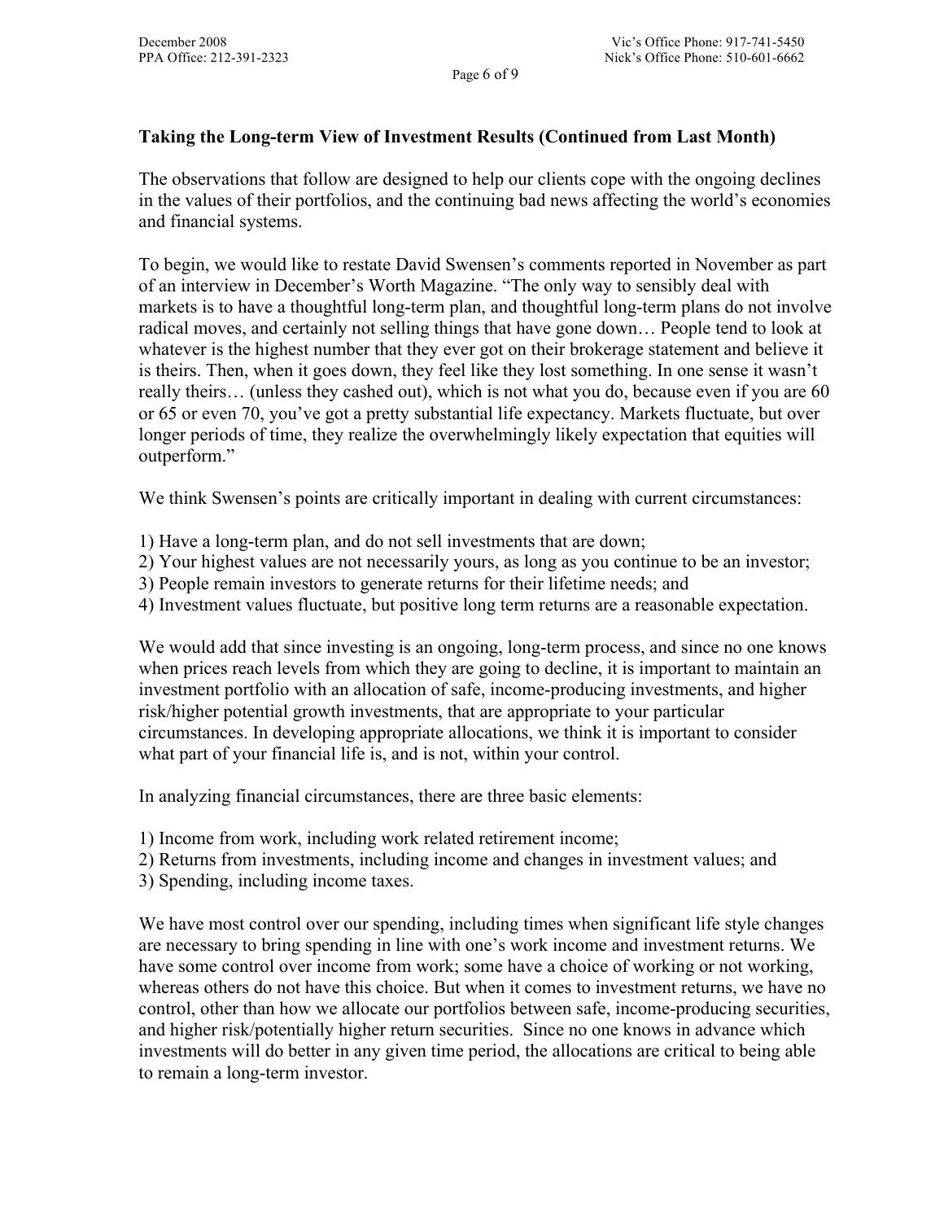**Taking the Long-term View of Investment Results (Continued from Last Month)**

The observations that follow are designed to help our clients cope with the ongoing declines in the values of their portfolios, and the continuing bad news affecting the world's economies and financial systems.

To begin, we would like to restate David Swensen's comments reported in November as part of an interview in December's Worth Magazine. "The only way to sensibly deal with markets is to have a thoughtful long-term plan, and thoughtful long-term plans do not involve radical moves, and certainly not selling things that have gone down… People tend to look at whatever is the highest number that they ever got on their brokerage statement and believe it is theirs. Then, when it goes down, they feel like they lost something. In one sense it wasn't really theirs… (unless they cashed out), which is not what you do, because even if you are 60 or 65 or even 70, you've got a pretty substantial life expectancy. Markets fluctuate, but over longer periods of time, they realize the overwhelmingly likely expectation that equities will outperform."

We think Swensen's points are critically important in dealing with current circumstances:

1) Have a long-term plan, and do not sell investments that are down;
2) Your highest values are not necessarily yours, as long as you continue to be an investor;
3) People remain investors to generate returns for their lifetime needs; and
4) Investment values fluctuate, but positive long term returns are a reasonable expectation.

We would add that since investing is an ongoing, long-term process, and since no one knows when prices reach levels from which they are going to decline, it is important to maintain an investment portfolio with an allocation of safe, income-producing investments, and higher risk/higher potential growth investments, that are appropriate to your particular circumstances. In developing appropriate allocations, we think it is important to consider what part of your financial life is, and is not, within your control.

In analyzing financial circumstances, there are three basic elements:

1) Income from work, including work related retirement income;
2) Returns from investments, including income and changes in investment values; and
3) Spending, including income taxes.

We have most control over our spending, including times when significant life style changes are necessary to bring spending in line with one's work income and investment returns. We have some control over income from work; some have a choice of working or not working, whereas others do not have this choice. But when it comes to investment returns, we have no control, other than how we allocate our portfolios between safe, income-producing securities, and higher risk/potentially higher return securities. Since no one knows in advance which investments will do better in any given time period, the allocations are critical to being able to remain a long-term investor.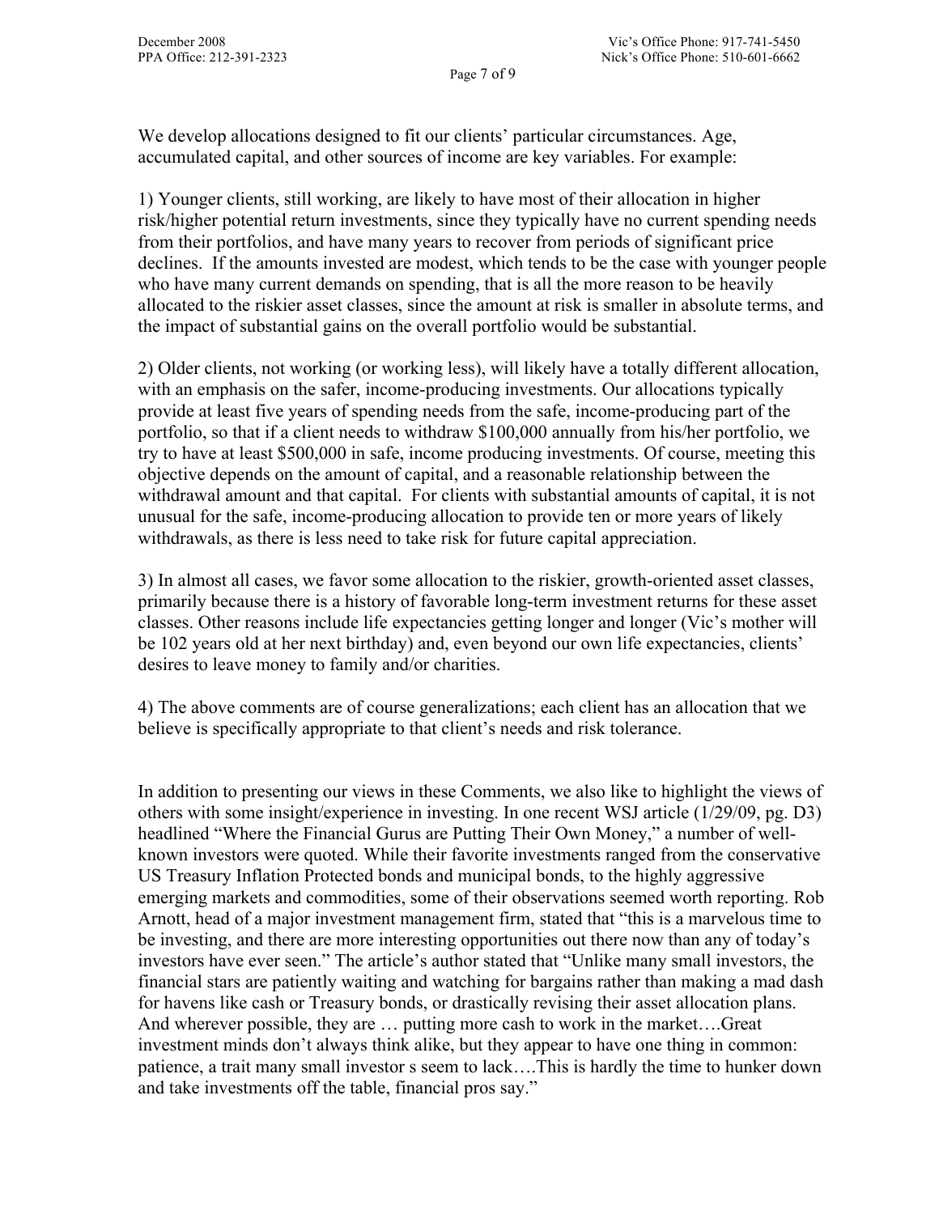We develop allocations designed to fit our clients' particular circumstances. Age, accumulated capital, and other sources of income are key variables. For example:

1) Younger clients, still working, are likely to have most of their allocation in higher risk/higher potential return investments, since they typically have no current spending needs from their portfolios, and have many years to recover from periods of significant price declines. If the amounts invested are modest, which tends to be the case with younger people who have many current demands on spending, that is all the more reason to be heavily allocated to the riskier asset classes, since the amount at risk is smaller in absolute terms, and the impact of substantial gains on the overall portfolio would be substantial.

2) Older clients, not working (or working less), will likely have a totally different allocation, with an emphasis on the safer, income-producing investments. Our allocations typically provide at least five years of spending needs from the safe, income-producing part of the portfolio, so that if a client needs to withdraw $100,000 annually from his/her portfolio, we try to have at least $500,000 in safe, income producing investments. Of course, meeting this objective depends on the amount of capital, and a reasonable relationship between the withdrawal amount and that capital. For clients with substantial amounts of capital, it is not unusual for the safe, income-producing allocation to provide ten or more years of likely withdrawals, as there is less need to take risk for future capital appreciation.

3) In almost all cases, we favor some allocation to the riskier, growth-oriented asset classes, primarily because there is a history of favorable long-term investment returns for these asset classes. Other reasons include life expectancies getting longer and longer (Vic's mother will be 102 years old at her next birthday) and, even beyond our own life expectancies, clients' desires to leave money to family and/or charities.

4) The above comments are of course generalizations; each client has an allocation that we believe is specifically appropriate to that client's needs and risk tolerance.

In addition to presenting our views in these Comments, we also like to highlight the views of others with some insight/experience in investing. In one recent WSJ article (1/29/09, pg. D3) headlined "Where the Financial Gurus are Putting Their Own Money," a number of well-known investors were quoted. While their favorite investments ranged from the conservative US Treasury Inflation Protected bonds and municipal bonds, to the highly aggressive emerging markets and commodities, some of their observations seemed worth reporting. Rob Arnott, head of a major investment management firm, stated that "this is a marvelous time to be investing, and there are more interesting opportunities out there now than any of today's investors have ever seen." The article's author stated that "Unlike many small investors, the financial stars are patiently waiting and watching for bargains rather than making a mad dash for havens like cash or Treasury bonds, or drastically revising their asset allocation plans. And wherever possible, they are … putting more cash to work in the market….Great investment minds don't always think alike, but they appear to have one thing in common: patience, a trait many small investor s seem to lack….This is hardly the time to hunker down and take investments off the table, financial pros say."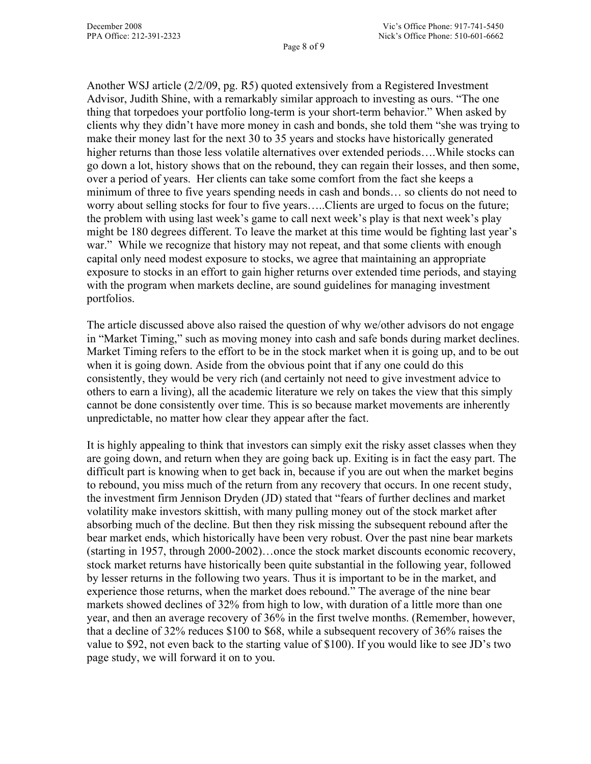Another WSJ article (2/2/09, pg. R5) quoted extensively from a Registered Investment Advisor, Judith Shine, with a remarkably similar approach to investing as ours. "The one thing that torpedoes your portfolio long-term is your short-term behavior." When asked by clients why they didn't have more money in cash and bonds, she told them "she was trying to make their money last for the next 30 to 35 years and stocks have historically generated higher returns than those less volatile alternatives over extended periods….While stocks can go down a lot, history shows that on the rebound, they can regain their losses, and then some, over a period of years. Her clients can take some comfort from the fact she keeps a minimum of three to five years spending needs in cash and bonds… so clients do not need to worry about selling stocks for four to five years…..Clients are urged to focus on the future; the problem with using last week's game to call next week's play is that next week's play might be 180 degrees different. To leave the market at this time would be fighting last year's war." While we recognize that history may not repeat, and that some clients with enough capital only need modest exposure to stocks, we agree that maintaining an appropriate exposure to stocks in an effort to gain higher returns over extended time periods, and staying with the program when markets decline, are sound guidelines for managing investment portfolios.

The article discussed above also raised the question of why we/other advisors do not engage in "Market Timing," such as moving money into cash and safe bonds during market declines. Market Timing refers to the effort to be in the stock market when it is going up, and to be out when it is going down. Aside from the obvious point that if any one could do this consistently, they would be very rich (and certainly not need to give investment advice to others to earn a living), all the academic literature we rely on takes the view that this simply cannot be done consistently over time. This is so because market movements are inherently unpredictable, no matter how clear they appear after the fact.

It is highly appealing to think that investors can simply exit the risky asset classes when they are going down, and return when they are going back up. Exiting is in fact the easy part. The difficult part is knowing when to get back in, because if you are out when the market begins to rebound, you miss much of the return from any recovery that occurs. In one recent study, the investment firm Jennison Dryden (JD) stated that "fears of further declines and market volatility make investors skittish, with many pulling money out of the stock market after absorbing much of the decline. But then they risk missing the subsequent rebound after the bear market ends, which historically have been very robust. Over the past nine bear markets (starting in 1957, through 2000-2002)…once the stock market discounts economic recovery, stock market returns have historically been quite substantial in the following year, followed by lesser returns in the following two years. Thus it is important to be in the market, and experience those returns, when the market does rebound." The average of the nine bear markets showed declines of 32% from high to low, with duration of a little more than one year, and then an average recovery of 36% in the first twelve months. (Remember, however, that a decline of 32% reduces $100 to $68, while a subsequent recovery of 36% raises the value to $92, not even back to the starting value of $100). If you would like to see JD's two page study, we will forward it on to you.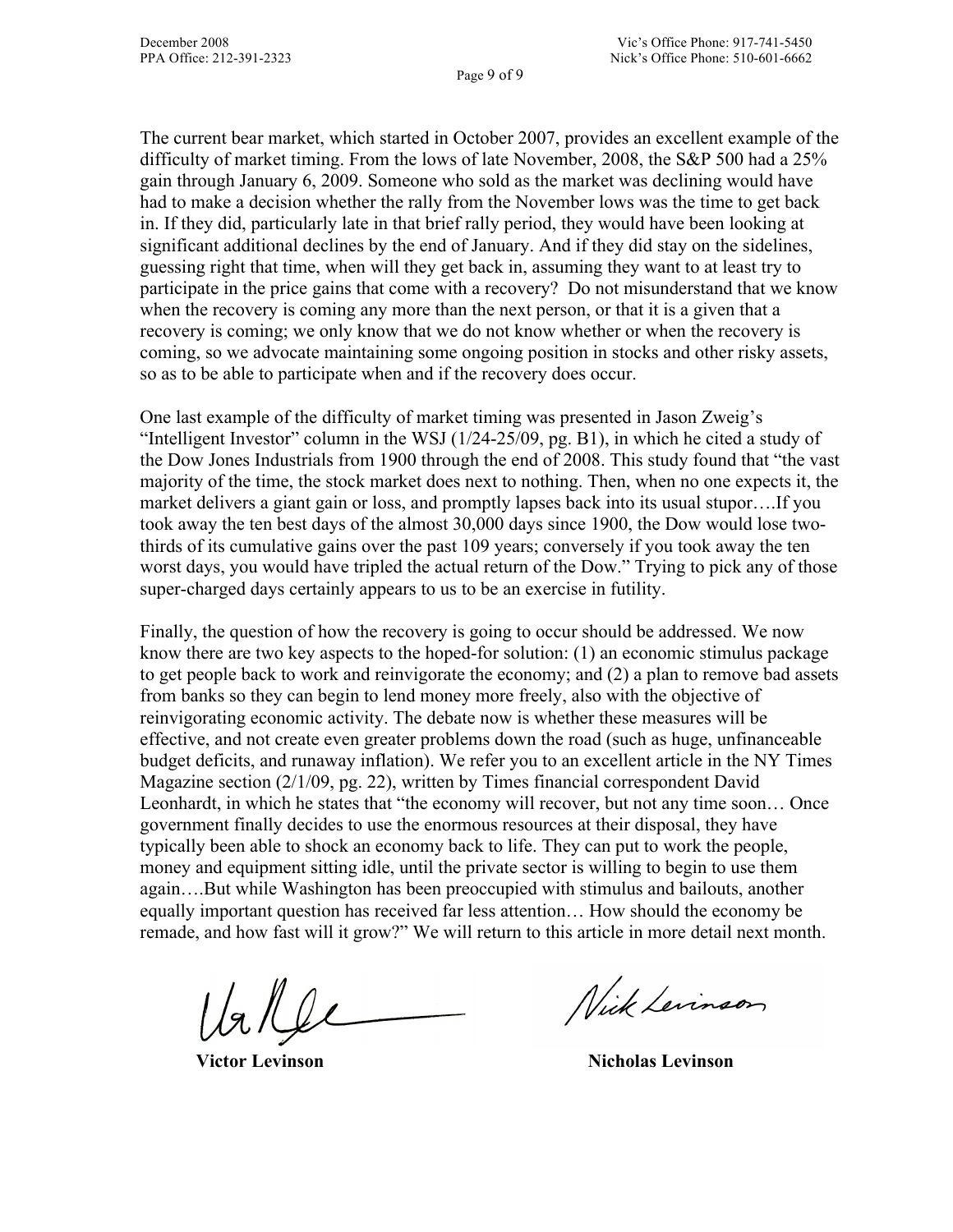The current bear market, which started in October 2007, provides an excellent example of the difficulty of market timing. From the lows of late November, 2008, the S&P 500 had a 25% gain through January 6, 2009. Someone who sold as the market was declining would have had to make a decision whether the rally from the November lows was the time to get back in. If they did, particularly late in that brief rally period, they would have been looking at significant additional declines by the end of January. And if they did stay on the sidelines, guessing right that time, when will they get back in, assuming they want to at least try to participate in the price gains that come with a recovery? Do not misunderstand that we know when the recovery is coming any more than the next person, or that it is a given that a recovery is coming; we only know that we do not know whether or when the recovery is coming, so we advocate maintaining some ongoing position in stocks and other risky assets, so as to be able to participate when and if the recovery does occur.

One last example of the difficulty of market timing was presented in Jason Zweig's "Intelligent Investor" column in the WSJ (1/24-25/09, pg. B1), in which he cited a study of the Dow Jones Industrials from 1900 through the end of 2008. This study found that "the vast majority of the time, the stock market does next to nothing. Then, when no one expects it, the market delivers a giant gain or loss, and promptly lapses back into its usual stupor….If you took away the ten best days of the almost 30,000 days since 1900, the Dow would lose two-thirds of its cumulative gains over the past 109 years; conversely if you took away the ten worst days, you would have tripled the actual return of the Dow." Trying to pick any of those super-charged days certainly appears to us to be an exercise in futility.

Finally, the question of how the recovery is going to occur should be addressed. We now know there are two key aspects to the hoped-for solution: (1) an economic stimulus package to get people back to work and reinvigorate the economy; and (2) a plan to remove bad assets from banks so they can begin to lend money more freely, also with the objective of reinvigorating economic activity. The debate now is whether these measures will be effective, and not create even greater problems down the road (such as huge, unfinanceable budget deficits, and runaway inflation). We refer you to an excellent article in the NY Times Magazine section (2/1/09, pg. 22), written by Times financial correspondent David Leonhardt, in which he states that "the economy will recover, but not any time soon… Once government finally decides to use the enormous resources at their disposal, they have typically been able to shock an economy back to life. They can put to work the people, money and equipment sitting idle, until the private sector is willing to begin to use them again….But while Washington has been preoccupied with stimulus and bailouts, another equally important question has received far less attention… How should the economy be remade, and how fast will it grow?" We will return to this article in more detail next month.

**Victor Levinson** **Nicholas Levinson**